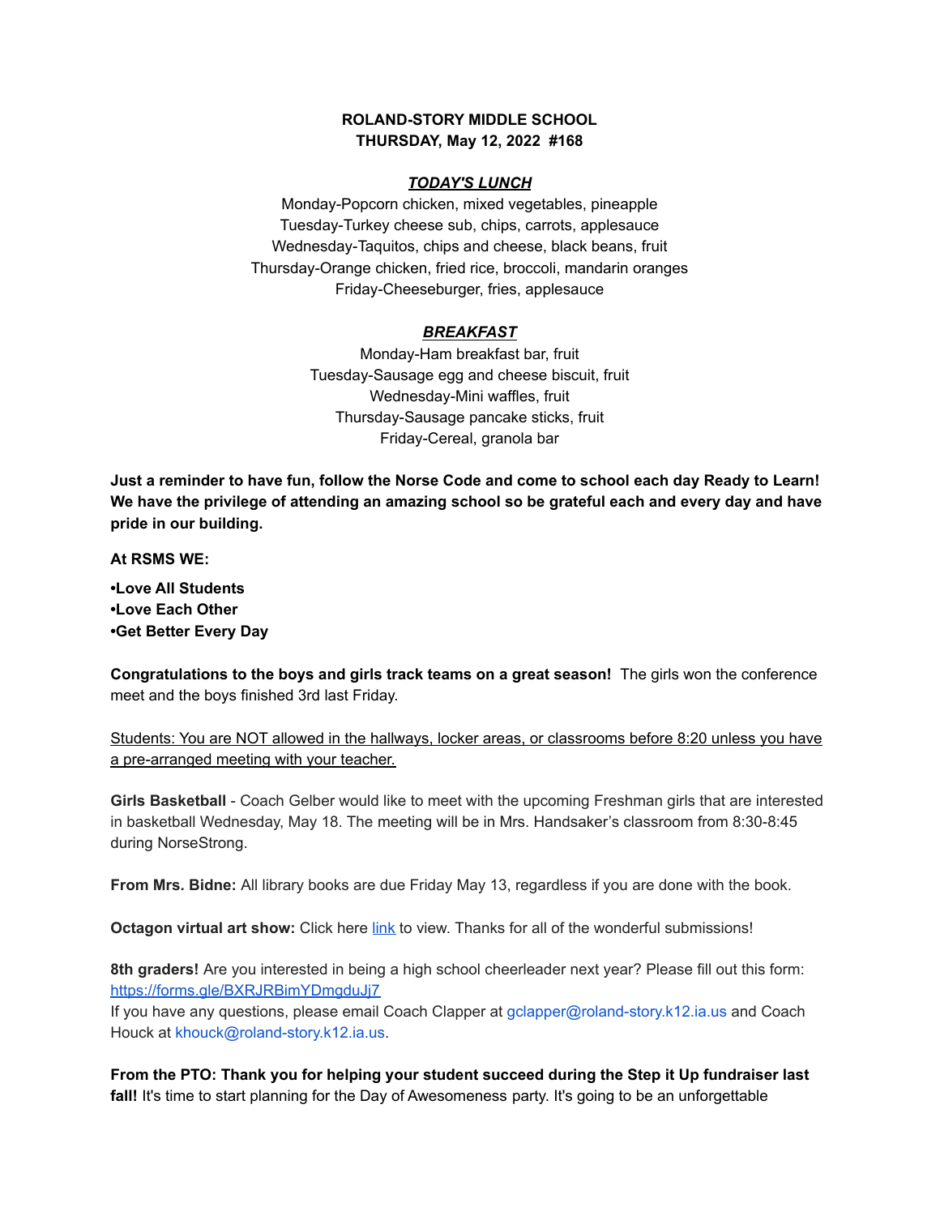**ROLAND-STORY MIDDLE SCHOOL**
**THURSDAY, May 12, 2022 #168**

***TODAY'S LUNCH***

Monday-Popcorn chicken, mixed vegetables, pineapple
Tuesday-Turkey cheese sub, chips, carrots, applesauce
Wednesday-Taquitos, chips and cheese, black beans, fruit
Thursday-Orange chicken, fried rice, broccoli, mandarin oranges
Friday-Cheeseburger, fries, applesauce

***BREAKFAST***

Monday-Ham breakfast bar, fruit
Tuesday-Sausage egg and cheese biscuit, fruit
Wednesday-Mini waffles, fruit
Thursday-Sausage pancake sticks, fruit
Friday-Cereal, granola bar

**Just a reminder to have fun, follow the Norse Code and come to school each day Ready to Learn! We have the privilege of attending an amazing school so be grateful each and every day and have pride in our building.**

**At RSMS WE:**

**•Love All Students**
**•Love Each Other**
**•Get Better Every Day**

**Congratulations to the boys and girls track teams on a great season!** The girls won the conference meet and the boys finished 3rd last Friday.

Students: You are NOT allowed in the hallways, locker areas, or classrooms before 8:20 unless you have a pre-arranged meeting with your teacher.

**Girls Basketball** - Coach Gelber would like to meet with the upcoming Freshman girls that are interested in basketball Wednesday, May 18. The meeting will be in Mrs. Handsaker's classroom from 8:30-8:45 during NorseStrong.

**From Mrs. Bidne:** All library books are due Friday May 13, regardless if you are done with the book.

**Octagon virtual art show:** Click here link to view. Thanks for all of the wonderful submissions!

**8th graders!** Are you interested in being a high school cheerleader next year? Please fill out this form: https://forms.gle/BXRJRBimYDmgduJj7
If you have any questions, please email Coach Clapper at gclapper@roland-story.k12.ia.us and Coach Houck at khouck@roland-story.k12.ia.us.

**From the PTO: Thank you for helping your student succeed during the Step it Up fundraiser last fall!** It's time to start planning for the Day of Awesomeness party. It's going to be an unforgettable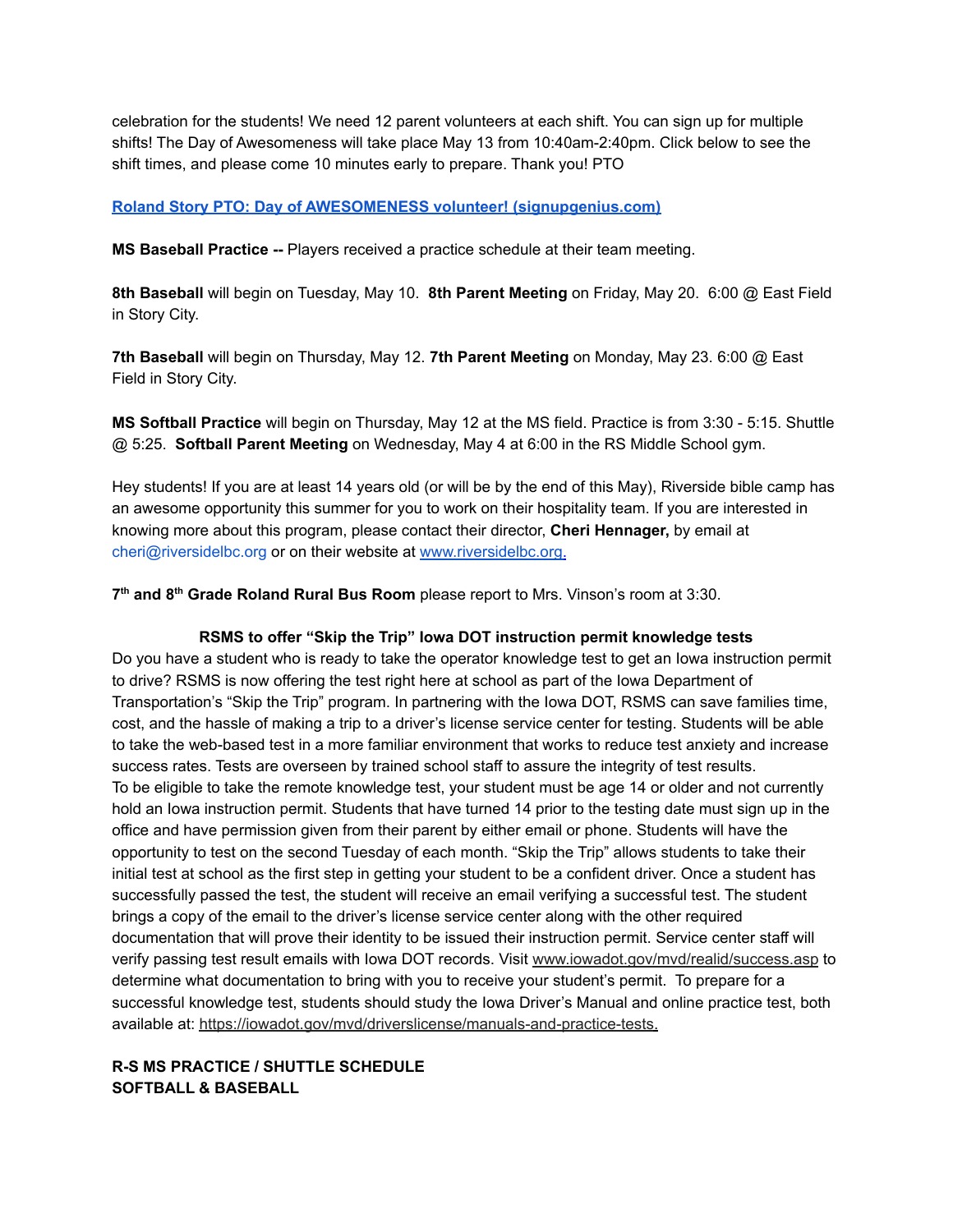celebration for the students! We need 12 parent volunteers at each shift. You can sign up for multiple shifts! The Day of Awesomeness will take place May 13 from 10:40am-2:40pm. Click below to see the shift times, and please come 10 minutes early to prepare. Thank you! PTO

**Roland Story PTO: Day of AWESOMENESS volunteer! (signupgenius.com)**

**MS Baseball Practice --** Players received a practice schedule at their team meeting.

**8th Baseball** will begin on Tuesday, May 10. **8th Parent Meeting** on Friday, May 20. 6:00 @ East Field in Story City.

**7th Baseball** will begin on Thursday, May 12. **7th Parent Meeting** on Monday, May 23. 6:00 @ East Field in Story City.

**MS Softball Practice** will begin on Thursday, May 12 at the MS field. Practice is from 3:30 - 5:15. Shuttle @ 5:25. **Softball Parent Meeting** on Wednesday, May 4 at 6:00 in the RS Middle School gym.

Hey students! If you are at least 14 years old (or will be by the end of this May), Riverside bible camp has an awesome opportunity this summer for you to work on their hospitality team. If you are interested in knowing more about this program, please contact their director, **Cheri Hennager,** by email at cheri@riversidelbc.org or on their website at www.riversidelbc.org.

**7th and 8th Grade Roland Rural Bus Room** please report to Mrs. Vinson's room at 3:30.

**RSMS to offer "Skip the Trip" Iowa DOT instruction permit knowledge tests**

Do you have a student who is ready to take the operator knowledge test to get an Iowa instruction permit to drive? RSMS is now offering the test right here at school as part of the Iowa Department of Transportation's "Skip the Trip" program. In partnering with the Iowa DOT, RSMS can save families time, cost, and the hassle of making a trip to a driver's license service center for testing. Students will be able to take the web-based test in a more familiar environment that works to reduce test anxiety and increase success rates. Tests are overseen by trained school staff to assure the integrity of test results.
To be eligible to take the remote knowledge test, your student must be age 14 or older and not currently hold an Iowa instruction permit. Students that have turned 14 prior to the testing date must sign up in the office and have permission given from their parent by either email or phone. Students will have the opportunity to test on the second Tuesday of each month. "Skip the Trip" allows students to take their initial test at school as the first step in getting your student to be a confident driver. Once a student has successfully passed the test, the student will receive an email verifying a successful test. The student brings a copy of the email to the driver's license service center along with the other required documentation that will prove their identity to be issued their instruction permit. Service center staff will verify passing test result emails with Iowa DOT records. Visit www.iowadot.gov/mvd/realid/success.asp to determine what documentation to bring with you to receive your student's permit. To prepare for a successful knowledge test, students should study the Iowa Driver's Manual and online practice test, both available at: https://iowadot.gov/mvd/driverslicense/manuals-and-practice-tests.

**R-S MS PRACTICE / SHUTTLE SCHEDULE**
**SOFTBALL & BASEBALL**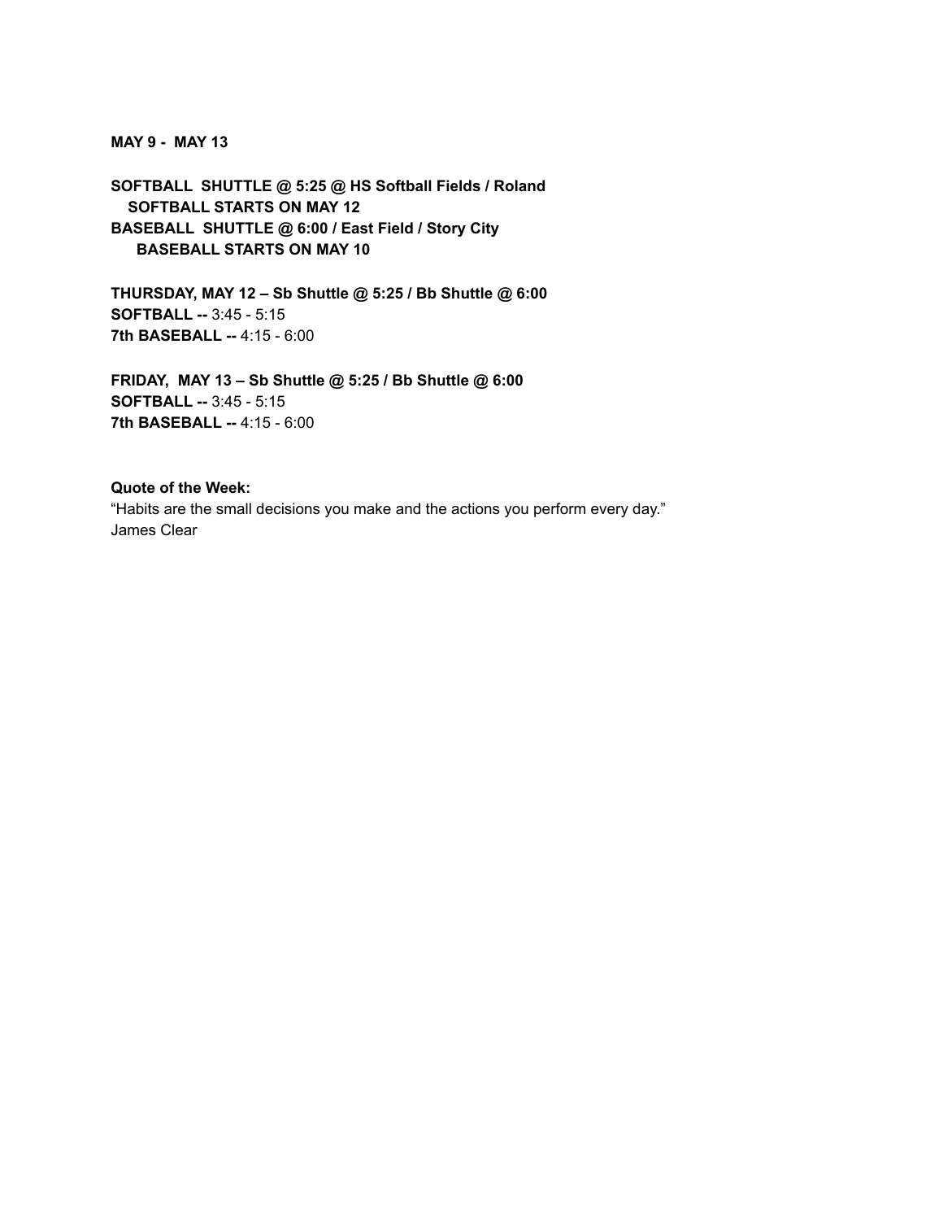**MAY 9 - MAY 13**

**SOFTBALL SHUTTLE @ 5:25 @ HS Softball Fields / Roland**
**SOFTBALL STARTS ON MAY 12**
**BASEBALL SHUTTLE @ 6:00 / East Field / Story City**
**BASEBALL STARTS ON MAY 10**

**THURSDAY, MAY 12 – Sb Shuttle @ 5:25 / Bb Shuttle @ 6:00**
**SOFTBALL --** 3:45 - 5:15
**7th BASEBALL --** 4:15 - 6:00

**FRIDAY, MAY 13 – Sb Shuttle @ 5:25 / Bb Shuttle @ 6:00**
**SOFTBALL --** 3:45 - 5:15
**7th BASEBALL --** 4:15 - 6:00

**Quote of the Week:**
"Habits are the small decisions you make and the actions you perform every day."
James Clear